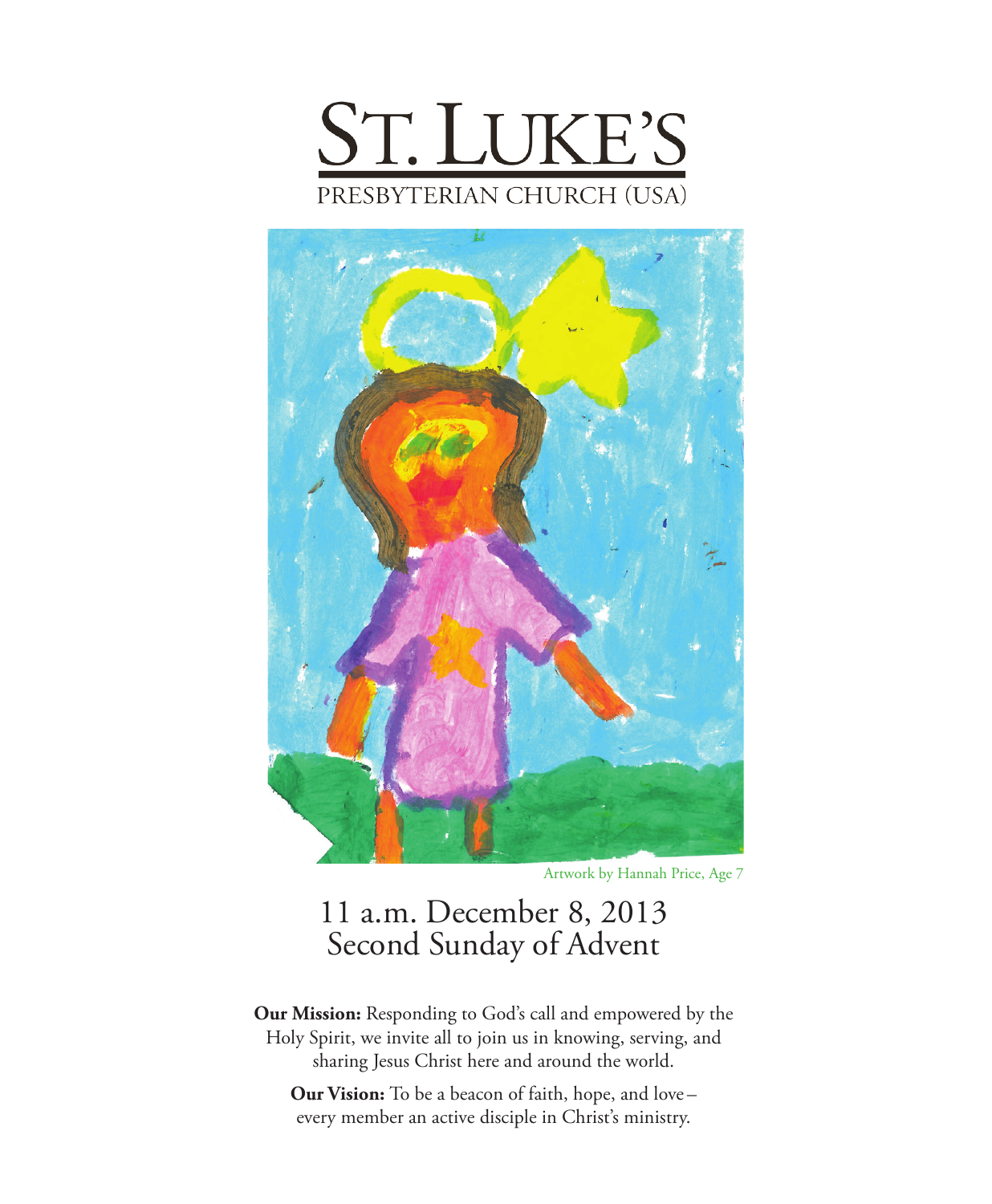# ST. LUKE'S

PRESBYTERIAN CHURCH (USA)

Artwork by Hannah Price, Age 7

## 11 a.m. December 8, 2013
## Second Sunday of Advent

**Our Mission:** Responding to God's call and empowered by the Holy Spirit, we invite all to join us in knowing, serving, and sharing Jesus Christ here and around the world.

**Our Vision:** To be a beacon of faith, hope, and love – every member an active disciple in Christ's ministry.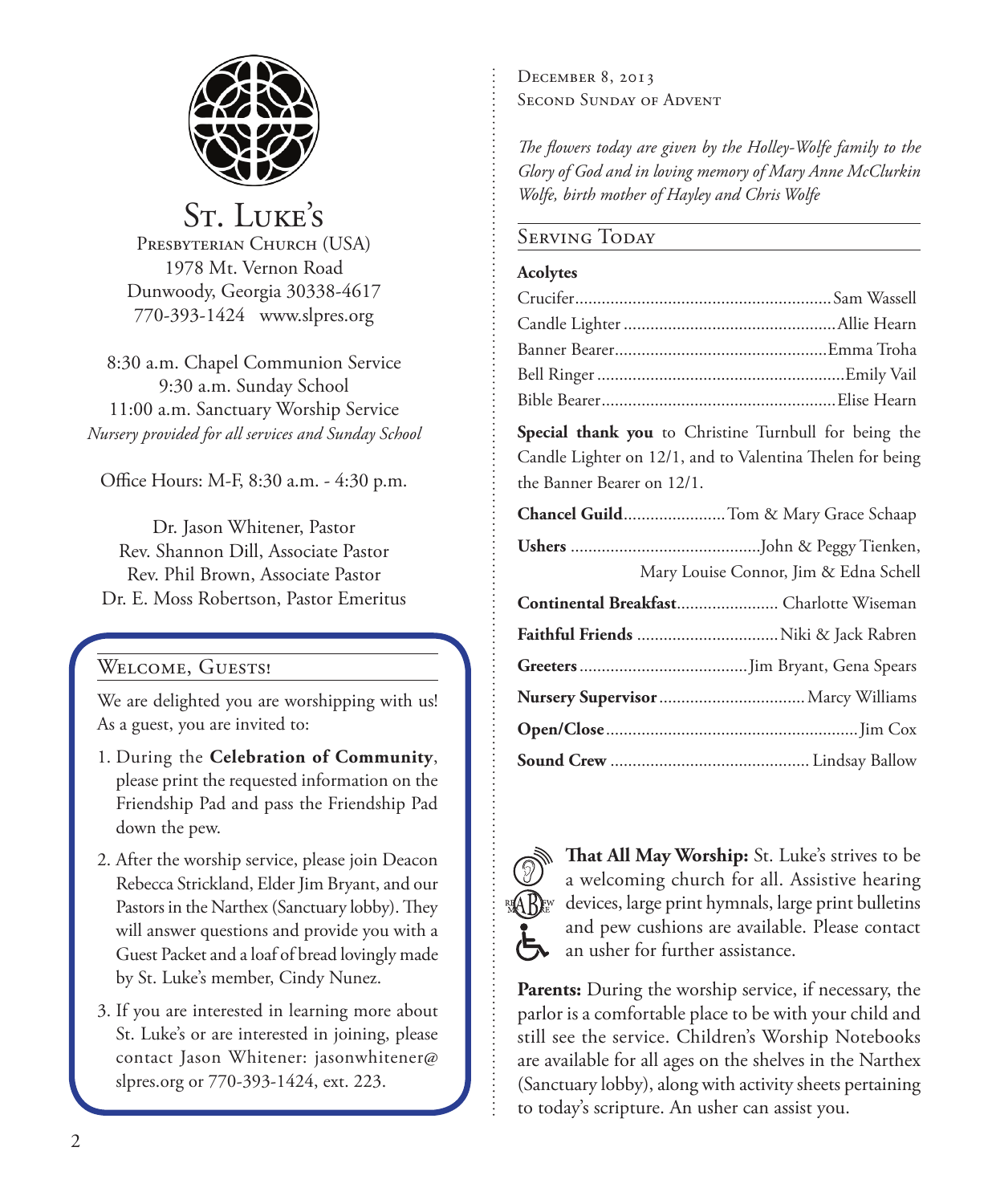# St. Luke's

Presbyterian Church (USA)
1978 Mt. Vernon Road
Dunwoody, Georgia 30338-4617
770-393-1424 www.slpres.org

8:30 a.m. Chapel Communion Service
9:30 a.m. Sunday School
11:00 a.m. Sanctuary Worship Service
*Nursery provided for all services and Sunday School*

Office Hours: M-F, 8:30 a.m. - 4:30 p.m.

Dr. Jason Whitener, Pastor
Rev. Shannon Dill, Associate Pastor
Rev. Phil Brown, Associate Pastor
Dr. E. Moss Robertson, Pastor Emeritus

## Welcome, Guests!

We are delighted you are worshipping with us! As a guest, you are invited to:

1. During the **Celebration of Community**, please print the requested information on the Friendship Pad and pass the Friendship Pad down the pew.
2. After the worship service, please join Deacon Rebecca Strickland, Elder Jim Bryant, and our Pastors in the Narthex (Sanctuary lobby). They will answer questions and provide you with a Guest Packet and a loaf of bread lovingly made by St. Luke's member, Cindy Nunez.
3. If you are interested in learning more about St. Luke's or are interested in joining, please contact Jason Whitener: jasonwhitener@slpres.org or 770-393-1424, ext. 223.

December 8, 2013
Second Sunday of Advent

*The flowers today are given by the Holley-Wolfe family to the Glory of God and in loving memory of Mary Anne McClurkin Wolfe, birth mother of Hayley and Chris Wolfe*

## Serving Today

**Acolytes**

Crucifer.......Sam Wassell
Candle Lighter.......Allie Hearn
Banner Bearer.......Emma Troha
Bell Ringer.......Emily Vail
Bible Bearer.......Elise Hearn

**Special thank you** to Christine Turnbull for being the Candle Lighter on 12/1, and to Valentina Thelen for being the Banner Bearer on 12/1.

**Chancel Guild**.......Tom & Mary Grace Schaap

**Ushers**.......John & Peggy Tienken, Mary Louise Connor, Jim & Edna Schell

**Continental Breakfast**.......Charlotte Wiseman

**Faithful Friends**.......Niki & Jack Rabren

**Greeters**.......Jim Bryant, Gena Spears

**Nursery Supervisor**.......Marcy Williams

**Open/Close**.......Jim Cox

**Sound Crew**.......Lindsay Ballow

**That All May Worship:** St. Luke's strives to be a welcoming church for all. Assistive hearing devices, large print hymnals, large print bulletins and pew cushions are available. Please contact an usher for further assistance.

**Parents:** During the worship service, if necessary, the parlor is a comfortable place to be with your child and still see the service. Children's Worship Notebooks are available for all ages on the shelves in the Narthex (Sanctuary lobby), along with activity sheets pertaining to today's scripture. An usher can assist you.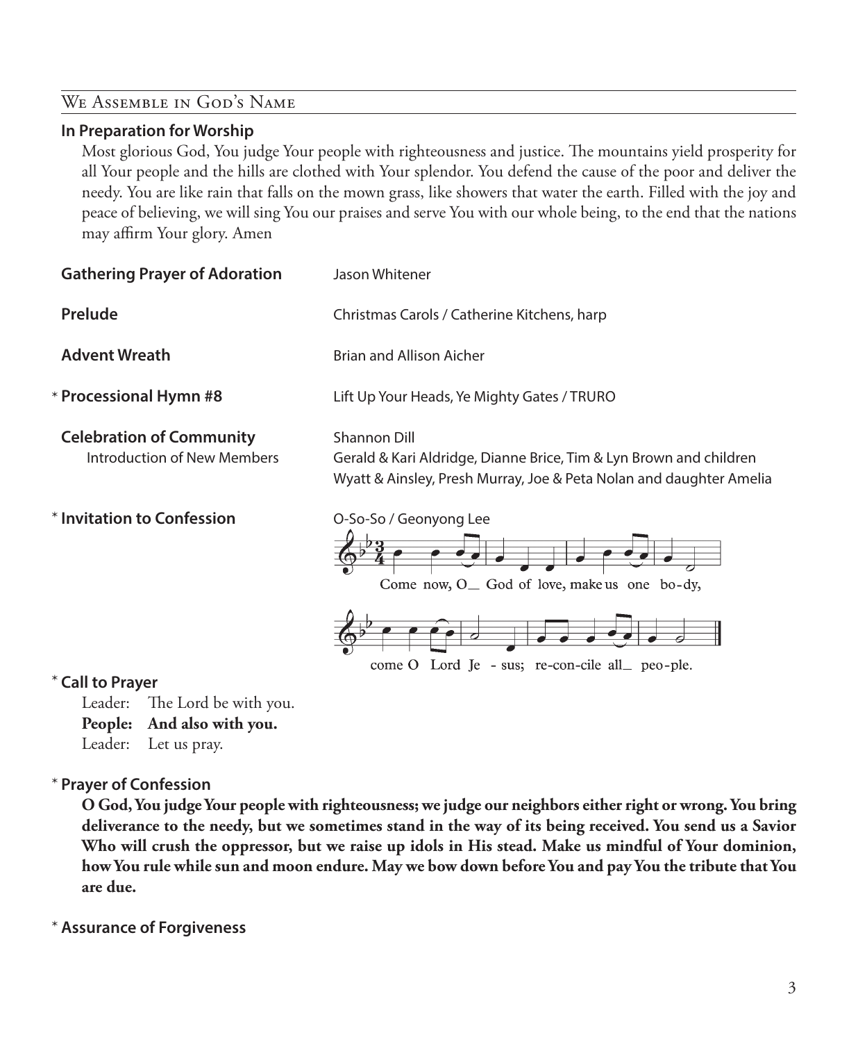## We Assemble in God's Name

**In Preparation for Worship**

Most glorious God, You judge Your people with righteousness and justice. The mountains yield prosperity for all Your people and the hills are clothed with Your splendor. You defend the cause of the poor and deliver the needy. You are like rain that falls on the mown grass, like showers that water the earth. Filled with the joy and peace of believing, we will sing You our praises and serve You with our whole being, to the end that the nations may affirm Your glory. Amen

**Gathering Prayer of Adoration** Jason Whitener

**Prelude** Christmas Carols / Catherine Kitchens, harp

**Advent Wreath** Brian and Allison Aicher

\* **Processional Hymn #8** Lift Up Your Heads, Ye Mighty Gates / TRURO

**Celebration of Community** Shannon Dill

Introduction of New Members — Gerald & Kari Aldridge, Dianne Brice, Tim & Lyn Brown and children Wyatt & Ainsley, Presh Murray, Joe & Peta Nolan and daughter Amelia

\* **Invitation to Confession** O-So-So / Geonyong Lee

Come now, O God of love, make us one bo-dy,
come O Lord Je - sus; re-con-cile all peo-ple.

\* **Call to Prayer**

Leader: The Lord be with you.
**People: And also with you.**
Leader: Let us pray.

\* **Prayer of Confession**

**O God, You judge Your people with righteousness; we judge our neighbors either right or wrong. You bring deliverance to the needy, but we sometimes stand in the way of its being received. You send us a Savior Who will crush the oppressor, but we raise up idols in His stead. Make us mindful of Your dominion, how You rule while sun and moon endure. May we bow down before You and pay You the tribute that You are due.**

\* **Assurance of Forgiveness**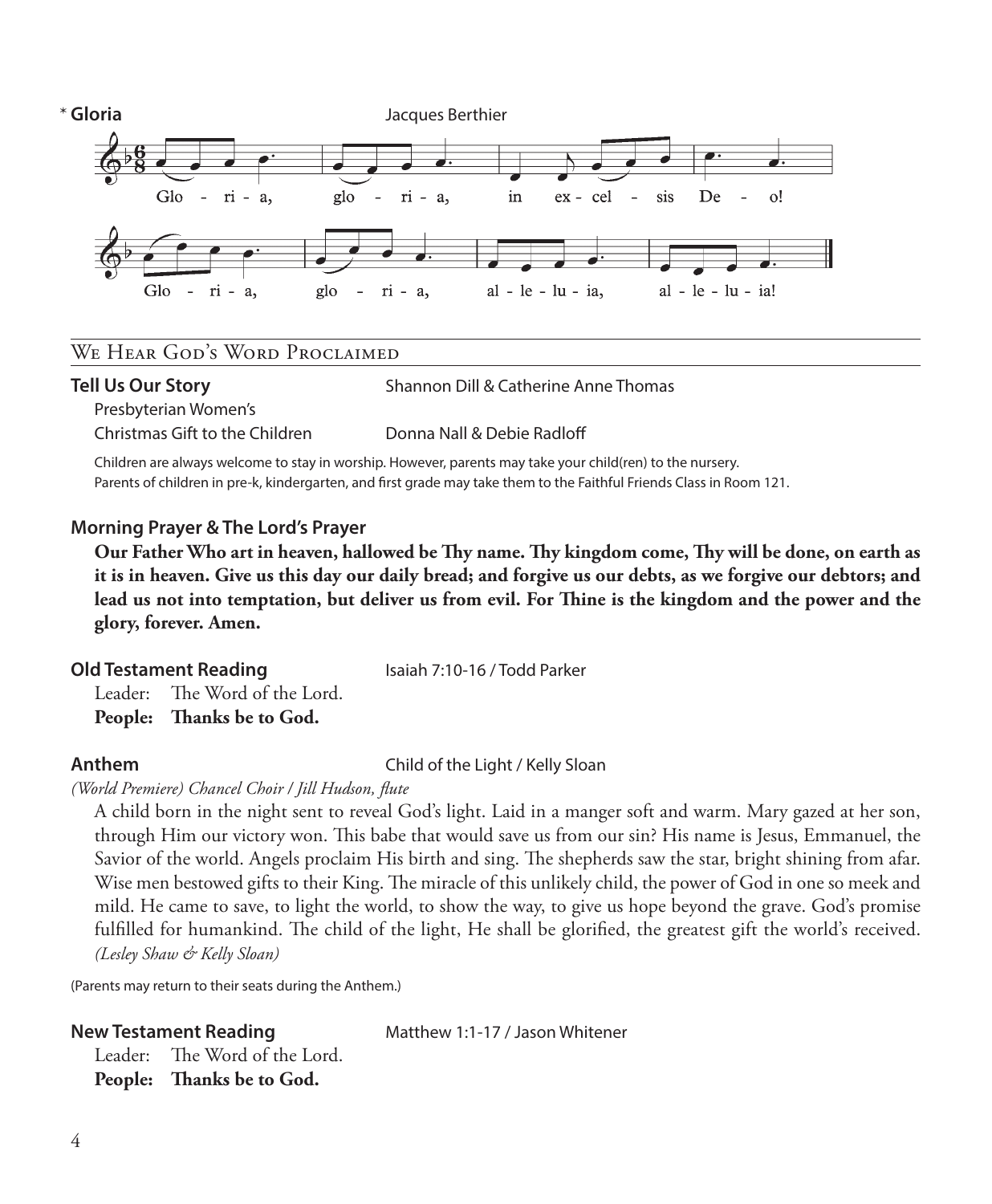**\* Gloria** Jacques Berthier

Glo - ri - a, glo - ri - a, in ex - cel - sis De - o!

Glo - ri - a, glo - ri - a, al - le - lu - ia, al - le - lu - ia!

## We Hear God's Word Proclaimed

**Tell Us Our Story** Shannon Dill & Catherine Anne Thomas

Presbyterian Women's Christmas Gift to the Children Donna Nall & Debie Radloff

Children are always welcome to stay in worship. However, parents may take your child(ren) to the nursery. Parents of children in pre-k, kindergarten, and first grade may take them to the Faithful Friends Class in Room 121.

**Morning Prayer & The Lord's Prayer**

**Our Father Who art in heaven, hallowed be Thy name. Thy kingdom come, Thy will be done, on earth as it is in heaven. Give us this day our daily bread; and forgive us our debts, as we forgive our debtors; and lead us not into temptation, but deliver us from evil. For Thine is the kingdom and the power and the glory, forever. Amen.**

**Old Testament Reading** Isaiah 7:10-16 / Todd Parker

Leader: The Word of the Lord.
**People: Thanks be to God.**

**Anthem** Child of the Light / Kelly Sloan

*(World Premiere) Chancel Choir / Jill Hudson, flute*

A child born in the night sent to reveal God's light. Laid in a manger soft and warm. Mary gazed at her son, through Him our victory won. This babe that would save us from our sin? His name is Jesus, Emmanuel, the Savior of the world. Angels proclaim His birth and sing. The shepherds saw the star, bright shining from afar. Wise men bestowed gifts to their King. The miracle of this unlikely child, the power of God in one so meek and mild. He came to save, to light the world, to show the way, to give us hope beyond the grave. God's promise fulfilled for humankind. The child of the light, He shall be glorified, the greatest gift the world's received. *(Lesley Shaw & Kelly Sloan)*

(Parents may return to their seats during the Anthem.)

**New Testament Reading** Matthew 1:1-17 / Jason Whitener

Leader: The Word of the Lord.
**People: Thanks be to God.**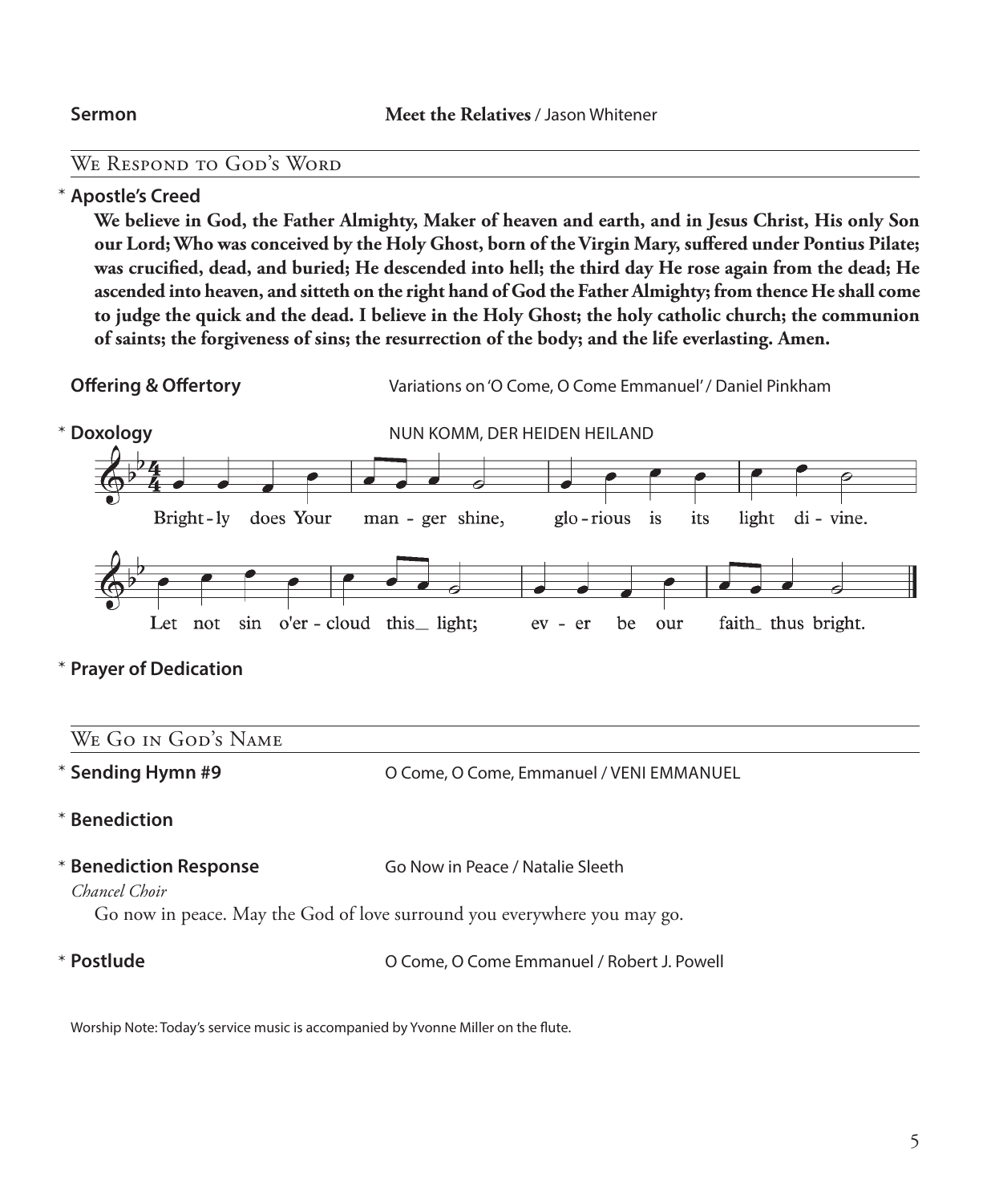**Sermon** **Meet the Relatives** / Jason Whitener

## We Respond to God's Word

\* **Apostle's Creed**

**We believe in God, the Father Almighty, Maker of heaven and earth, and in Jesus Christ, His only Son our Lord; Who was conceived by the Holy Ghost, born of the Virgin Mary, suffered under Pontius Pilate; was crucified, dead, and buried; He descended into hell; the third day He rose again from the dead; He ascended into heaven, and sitteth on the right hand of God the Father Almighty; from thence He shall come to judge the quick and the dead. I believe in the Holy Ghost; the holy catholic church; the communion of saints; the forgiveness of sins; the resurrection of the body; and the life everlasting. Amen.**

**Offering & Offertory** Variations on 'O Come, O Come Emmanuel' / Daniel Pinkham

\* **Doxology** NUN KOMM, DER HEIDEN HEILAND

Bright-ly does Your man-ger shine, glo-rious is its light di-vine.
Let not sin o'er-cloud this light; ev-er be our faith thus bright.

\* **Prayer of Dedication**

## We Go in God's Name

\* **Sending Hymn #9** O Come, O Come, Emmanuel / VENI EMMANUEL

\* **Benediction**

\* **Benediction Response** Go Now in Peace / Natalie Sleeth

*Chancel Choir*

Go now in peace. May the God of love surround you everywhere you may go.

\* **Postlude** O Come, O Come Emmanuel / Robert J. Powell

Worship Note: Today's service music is accompanied by Yvonne Miller on the flute.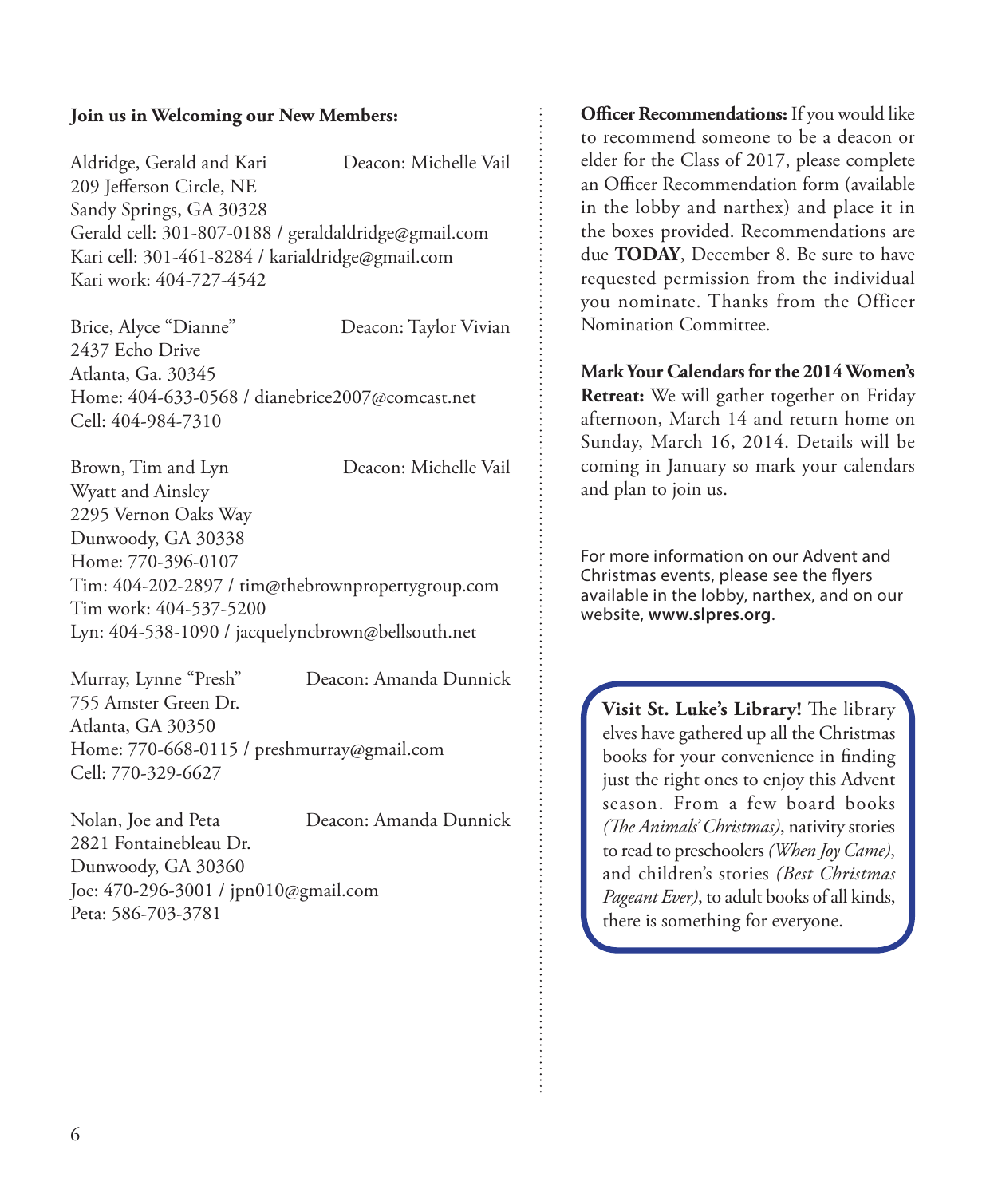**Join us in Welcoming our New Members:**

Aldridge, Gerald and Kari — Deacon: Michelle Vail
209 Jefferson Circle, NE
Sandy Springs, GA 30328
Gerald cell: 301-807-0188 / geraldaldridge@gmail.com
Kari cell: 301-461-8284 / karialdridge@gmail.com
Kari work: 404-727-4542

Brice, Alyce "Dianne" — Deacon: Taylor Vivian
2437 Echo Drive
Atlanta, Ga. 30345
Home: 404-633-0568 / dianebrice2007@comcast.net
Cell: 404-984-7310

Brown, Tim and Lyn — Deacon: Michelle Vail
Wyatt and Ainsley
2295 Vernon Oaks Way
Dunwoody, GA 30338
Home: 770-396-0107
Tim: 404-202-2897 / tim@thebrownpropertygroup.com
Tim work: 404-537-5200
Lyn: 404-538-1090 / jacquelyncbrown@bellsouth.net

Murray, Lynne "Presh" — Deacon: Amanda Dunnick
755 Amster Green Dr.
Atlanta, GA 30350
Home: 770-668-0115 / preshmurray@gmail.com
Cell: 770-329-6627

Nolan, Joe and Peta — Deacon: Amanda Dunnick
2821 Fontainebleau Dr.
Dunwoody, GA 30360
Joe: 470-296-3001 / jpn010@gmail.com
Peta: 586-703-3781

**Officer Recommendations:** If you would like to recommend someone to be a deacon or elder for the Class of 2017, please complete an Officer Recommendation form (available in the lobby and narthex) and place it in the boxes provided. Recommendations are due **TODAY**, December 8. Be sure to have requested permission from the individual you nominate. Thanks from the Officer Nomination Committee.

**Mark Your Calendars for the 2014 Women's Retreat:** We will gather together on Friday afternoon, March 14 and return home on Sunday, March 16, 2014. Details will be coming in January so mark your calendars and plan to join us.

For more information on our Advent and Christmas events, please see the flyers available in the lobby, narthex, and on our website, **www.slpres.org**.

**Visit St. Luke's Library!** The library elves have gathered up all the Christmas books for your convenience in finding just the right ones to enjoy this Advent season. From a few board books *(The Animals' Christmas)*, nativity stories to read to preschoolers *(When Joy Came)*, and children's stories *(Best Christmas Pageant Ever)*, to adult books of all kinds, there is something for everyone.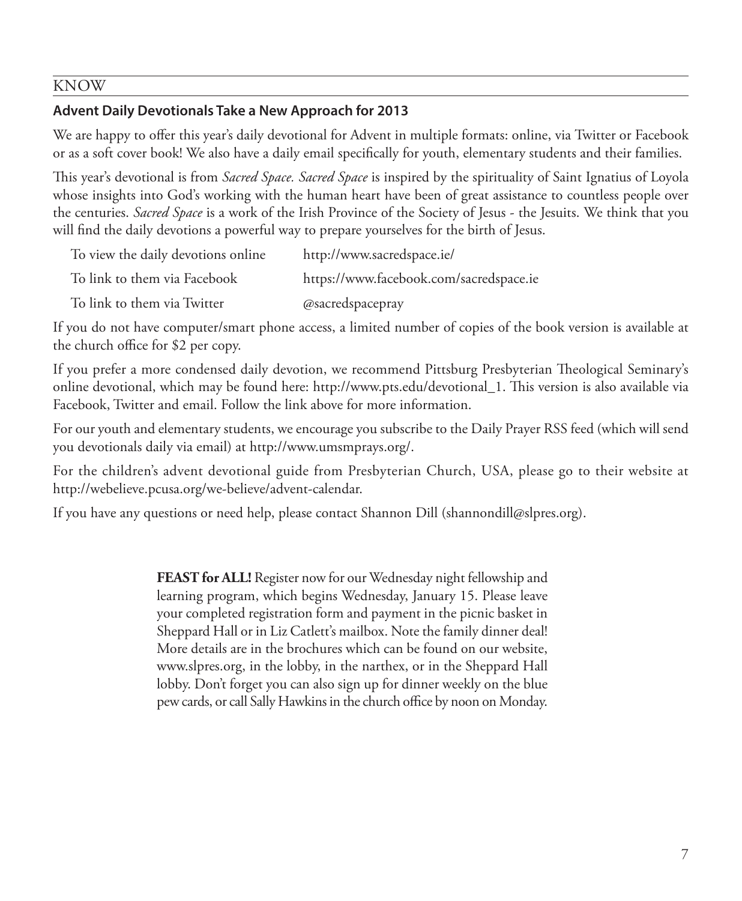## KNOW

### Advent Daily Devotionals Take a New Approach for 2013

We are happy to offer this year's daily devotional for Advent in multiple formats: online, via Twitter or Facebook or as a soft cover book! We also have a daily email specifically for youth, elementary students and their families.

This year's devotional is from *Sacred Space. Sacred Space* is inspired by the spirituality of Saint Ignatius of Loyola whose insights into God's working with the human heart have been of great assistance to countless people over the centuries. *Sacred Space* is a work of the Irish Province of the Society of Jesus - the Jesuits. We think that you will find the daily devotions a powerful way to prepare yourselves for the birth of Jesus.

| | |
|---|---|
| To view the daily devotions online | http://www.sacredspace.ie/ |
| To link to them via Facebook | https://www.facebook.com/sacredspace.ie |
| To link to them via Twitter | @sacredspacepray |

If you do not have computer/smart phone access, a limited number of copies of the book version is available at the church office for $2 per copy.

If you prefer a more condensed daily devotion, we recommend Pittsburg Presbyterian Theological Seminary's online devotional, which may be found here: http://www.pts.edu/devotional_1. This version is also available via Facebook, Twitter and email. Follow the link above for more information.

For our youth and elementary students, we encourage you subscribe to the Daily Prayer RSS feed (which will send you devotionals daily via email) at http://www.umsmprays.org/.

For the children's advent devotional guide from Presbyterian Church, USA, please go to their website at http://webelieve.pcusa.org/we-believe/advent-calendar.

If you have any questions or need help, please contact Shannon Dill (shannondill@slpres.org).

**FEAST for ALL!** Register now for our Wednesday night fellowship and learning program, which begins Wednesday, January 15. Please leave your completed registration form and payment in the picnic basket in Sheppard Hall or in Liz Catlett's mailbox. Note the family dinner deal! More details are in the brochures which can be found on our website, www.slpres.org, in the lobby, in the narthex, or in the Sheppard Hall lobby. Don't forget you can also sign up for dinner weekly on the blue pew cards, or call Sally Hawkins in the church office by noon on Monday.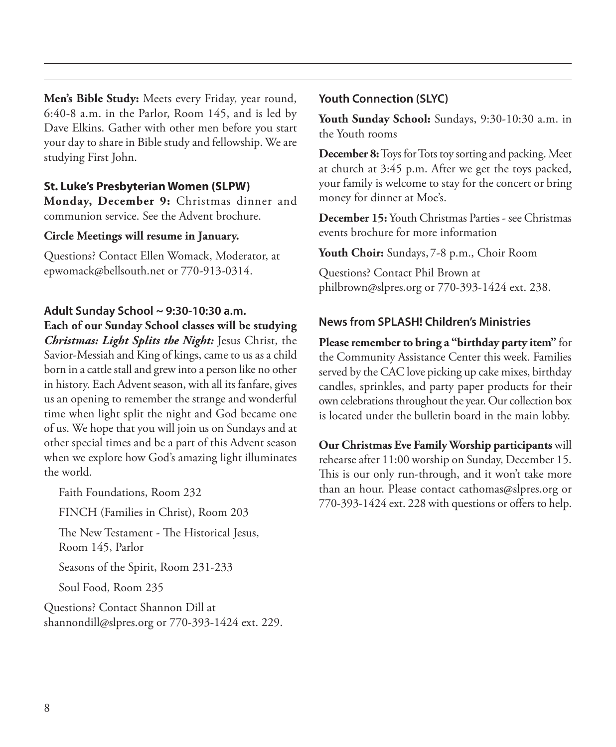**Men's Bible Study:** Meets every Friday, year round, 6:40-8 a.m. in the Parlor, Room 145, and is led by Dave Elkins. Gather with other men before you start your day to share in Bible study and fellowship. We are studying First John.

### St. Luke's Presbyterian Women (SLPW)

**Monday, December 9:** Christmas dinner and communion service. See the Advent brochure.

**Circle Meetings will resume in January.**

Questions? Contact Ellen Womack, Moderator, at epwomack@bellsouth.net or 770-913-0314.

### Adult Sunday School ~ 9:30-10:30 a.m.

**Each of our Sunday School classes will be studying** ***Christmas: Light Splits the Night:*** Jesus Christ, the Savior-Messiah and King of kings, came to us as a child born in a cattle stall and grew into a person like no other in history. Each Advent season, with all its fanfare, gives us an opening to remember the strange and wonderful time when light split the night and God became one of us. We hope that you will join us on Sundays and at other special times and be a part of this Advent season when we explore how God's amazing light illuminates the world.

Faith Foundations, Room 232

FINCH (Families in Christ), Room 203

The New Testament - The Historical Jesus, Room 145, Parlor

Seasons of the Spirit, Room 231-233

Soul Food, Room 235

Questions? Contact Shannon Dill at shannondill@slpres.org or 770-393-1424 ext. 229.

### Youth Connection (SLYC)

**Youth Sunday School:** Sundays, 9:30-10:30 a.m. in the Youth rooms

**December 8:** Toys for Tots toy sorting and packing. Meet at church at 3:45 p.m. After we get the toys packed, your family is welcome to stay for the concert or bring money for dinner at Moe's.

**December 15:** Youth Christmas Parties - see Christmas events brochure for more information

**Youth Choir:** Sundays, 7-8 p.m., Choir Room

Questions? Contact Phil Brown at philbrown@slpres.org or 770-393-1424 ext. 238.

### News from SPLASH! Children's Ministries

**Please remember to bring a "birthday party item"** for the Community Assistance Center this week. Families served by the CAC love picking up cake mixes, birthday candles, sprinkles, and party paper products for their own celebrations throughout the year. Our collection box is located under the bulletin board in the main lobby.

**Our Christmas Eve Family Worship participants** will rehearse after 11:00 worship on Sunday, December 15. This is our only run-through, and it won't take more than an hour. Please contact cathomas@slpres.org or 770-393-1424 ext. 228 with questions or offers to help.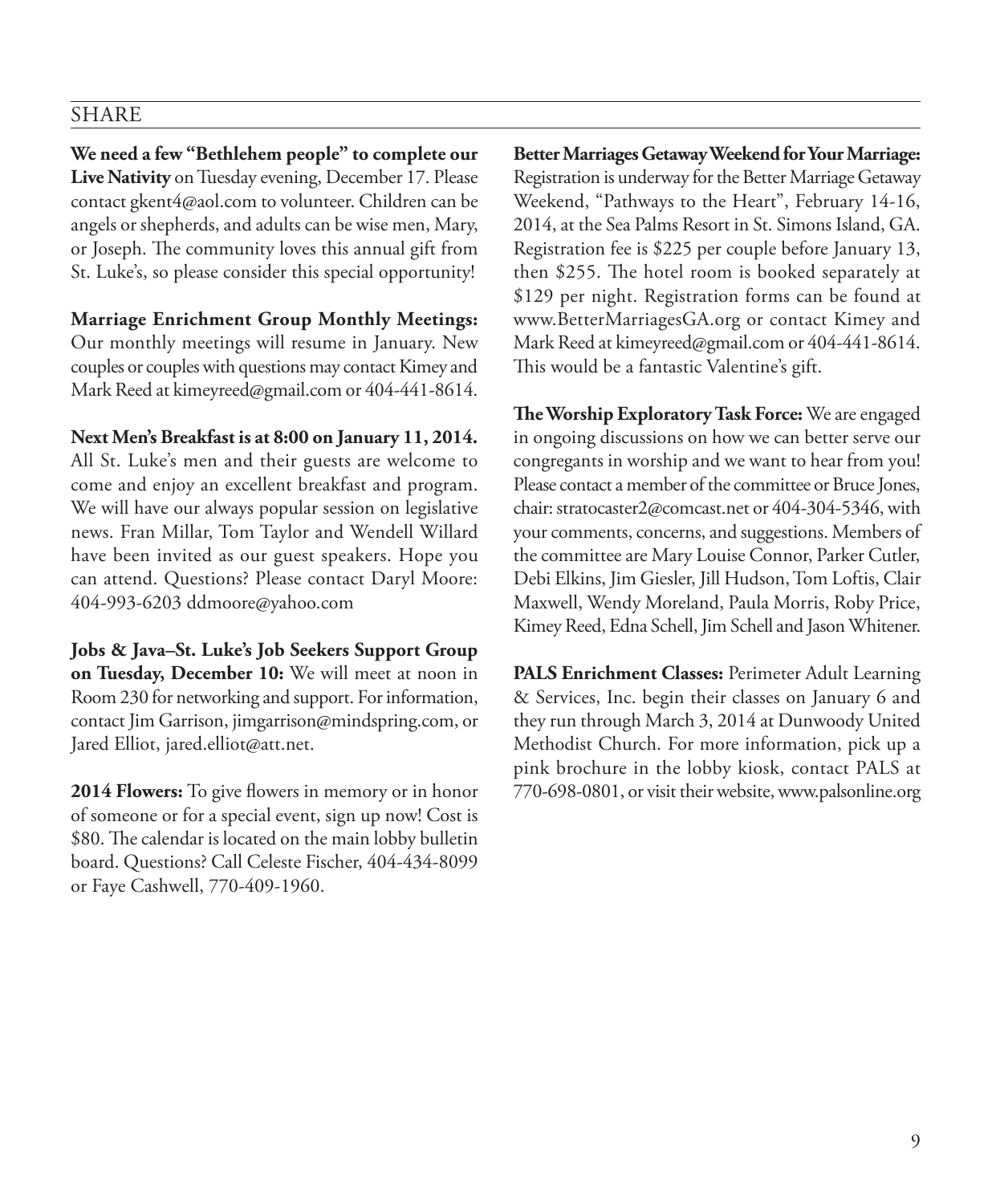## SHARE

**We need a few "Bethlehem people" to complete our Live Nativity** on Tuesday evening, December 17. Please contact gkent4@aol.com to volunteer. Children can be angels or shepherds, and adults can be wise men, Mary, or Joseph. The community loves this annual gift from St. Luke's, so please consider this special opportunity!

**Marriage Enrichment Group Monthly Meetings:** Our monthly meetings will resume in January. New couples or couples with questions may contact Kimey and Mark Reed at kimeyreed@gmail.com or 404-441-8614.

**Next Men's Breakfast is at 8:00 on January 11, 2014.** All St. Luke's men and their guests are welcome to come and enjoy an excellent breakfast and program. We will have our always popular session on legislative news. Fran Millar, Tom Taylor and Wendell Willard have been invited as our guest speakers. Hope you can attend. Questions? Please contact Daryl Moore: 404-993-6203 ddmoore@yahoo.com

**Jobs & Java–St. Luke's Job Seekers Support Group on Tuesday, December 10:** We will meet at noon in Room 230 for networking and support. For information, contact Jim Garrison, jimgarrison@mindspring.com, or Jared Elliot, jared.elliot@att.net.

**2014 Flowers:** To give flowers in memory or in honor of someone or for a special event, sign up now! Cost is $80. The calendar is located on the main lobby bulletin board. Questions? Call Celeste Fischer, 404-434-8099 or Faye Cashwell, 770-409-1960.

**Better Marriages Getaway Weekend for Your Marriage:** Registration is underway for the Better Marriage Getaway Weekend, "Pathways to the Heart", February 14-16, 2014, at the Sea Palms Resort in St. Simons Island, GA. Registration fee is $225 per couple before January 13, then $255. The hotel room is booked separately at $129 per night. Registration forms can be found at www.BetterMarriagesGA.org or contact Kimey and Mark Reed at kimeyreed@gmail.com or 404-441-8614. This would be a fantastic Valentine's gift.

**The Worship Exploratory Task Force:** We are engaged in ongoing discussions on how we can better serve our congregants in worship and we want to hear from you! Please contact a member of the committee or Bruce Jones, chair: stratocaster2@comcast.net or 404-304-5346, with your comments, concerns, and suggestions. Members of the committee are Mary Louise Connor, Parker Cutler, Debi Elkins, Jim Giesler, Jill Hudson, Tom Loftis, Clair Maxwell, Wendy Moreland, Paula Morris, Roby Price, Kimey Reed, Edna Schell, Jim Schell and Jason Whitener.

**PALS Enrichment Classes:** Perimeter Adult Learning & Services, Inc. begin their classes on January 6 and they run through March 3, 2014 at Dunwoody United Methodist Church. For more information, pick up a pink brochure in the lobby kiosk, contact PALS at 770-698-0801, or visit their website, www.palsonline.org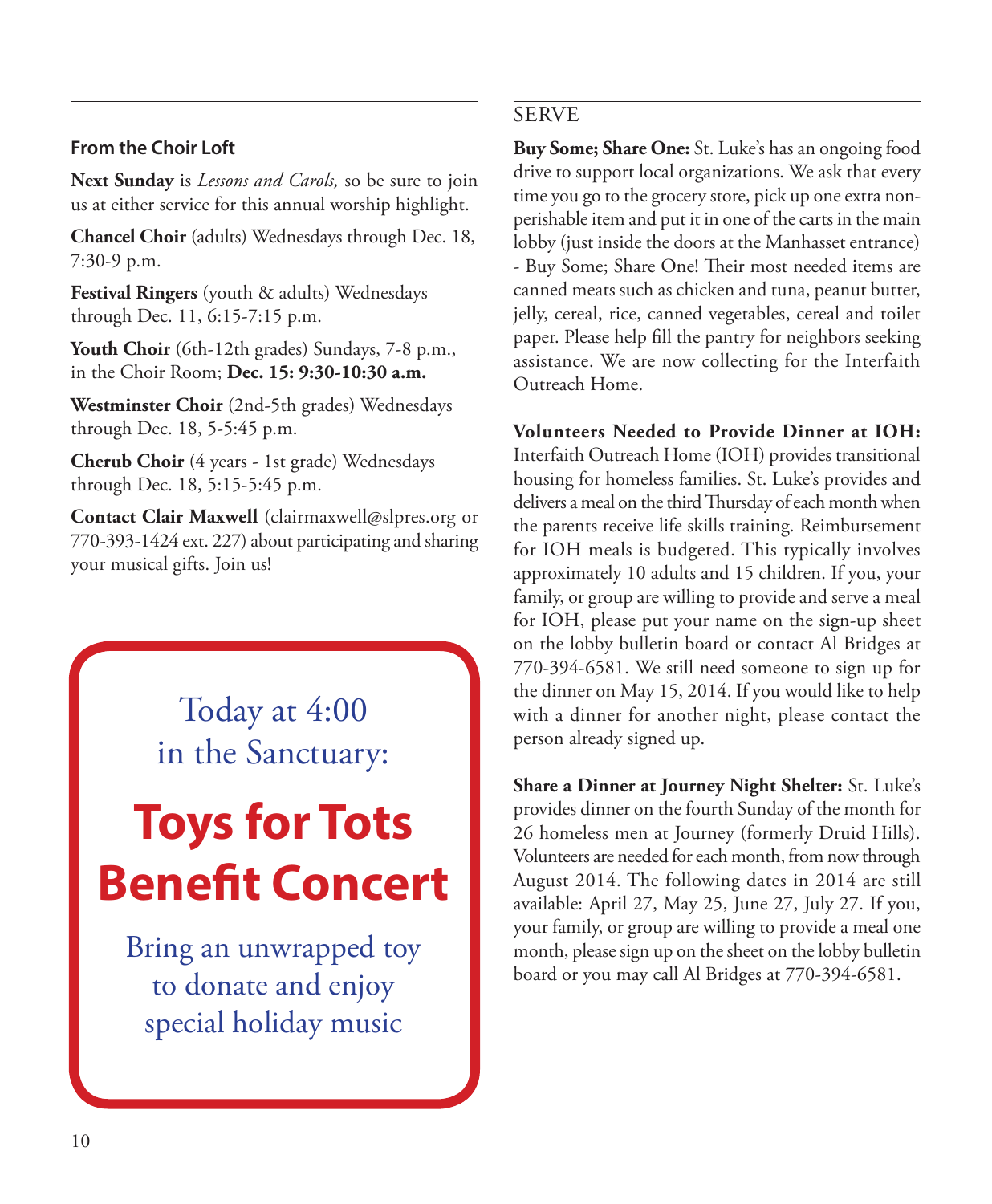### From the Choir Loft

**Next Sunday** is *Lessons and Carols,* so be sure to join us at either service for this annual worship highlight.

**Chancel Choir** (adults) Wednesdays through Dec. 18, 7:30-9 p.m.

**Festival Ringers** (youth & adults) Wednesdays through Dec. 11, 6:15-7:15 p.m.

**Youth Choir** (6th-12th grades) Sundays, 7-8 p.m., in the Choir Room; **Dec. 15: 9:30-10:30 a.m.**

**Westminster Choir** (2nd-5th grades) Wednesdays through Dec. 18, 5-5:45 p.m.

**Cherub Choir** (4 years - 1st grade) Wednesdays through Dec. 18, 5:15-5:45 p.m.

**Contact Clair Maxwell** (clairmaxwell@slpres.org or 770-393-1424 ext. 227) about participating and sharing your musical gifts. Join us!

Today at 4:00
in the Sanctuary:

# Toys for Tots Benefit Concert

Bring an unwrapped toy
to donate and enjoy
special holiday music

## SERVE

**Buy Some; Share One:** St. Luke's has an ongoing food drive to support local organizations. We ask that every time you go to the grocery store, pick up one extra non-perishable item and put it in one of the carts in the main lobby (just inside the doors at the Manhasset entrance) - Buy Some; Share One! Their most needed items are canned meats such as chicken and tuna, peanut butter, jelly, cereal, rice, canned vegetables, cereal and toilet paper. Please help fill the pantry for neighbors seeking assistance. We are now collecting for the Interfaith Outreach Home.

**Volunteers Needed to Provide Dinner at IOH:** Interfaith Outreach Home (IOH) provides transitional housing for homeless families. St. Luke's provides and delivers a meal on the third Thursday of each month when the parents receive life skills training. Reimbursement for IOH meals is budgeted. This typically involves approximately 10 adults and 15 children. If you, your family, or group are willing to provide and serve a meal for IOH, please put your name on the sign-up sheet on the lobby bulletin board or contact Al Bridges at 770-394-6581. We still need someone to sign up for the dinner on May 15, 2014. If you would like to help with a dinner for another night, please contact the person already signed up.

**Share a Dinner at Journey Night Shelter:** St. Luke's provides dinner on the fourth Sunday of the month for 26 homeless men at Journey (formerly Druid Hills). Volunteers are needed for each month, from now through August 2014. The following dates in 2014 are still available: April 27, May 25, June 27, July 27. If you, your family, or group are willing to provide a meal one month, please sign up on the sheet on the lobby bulletin board or you may call Al Bridges at 770-394-6581.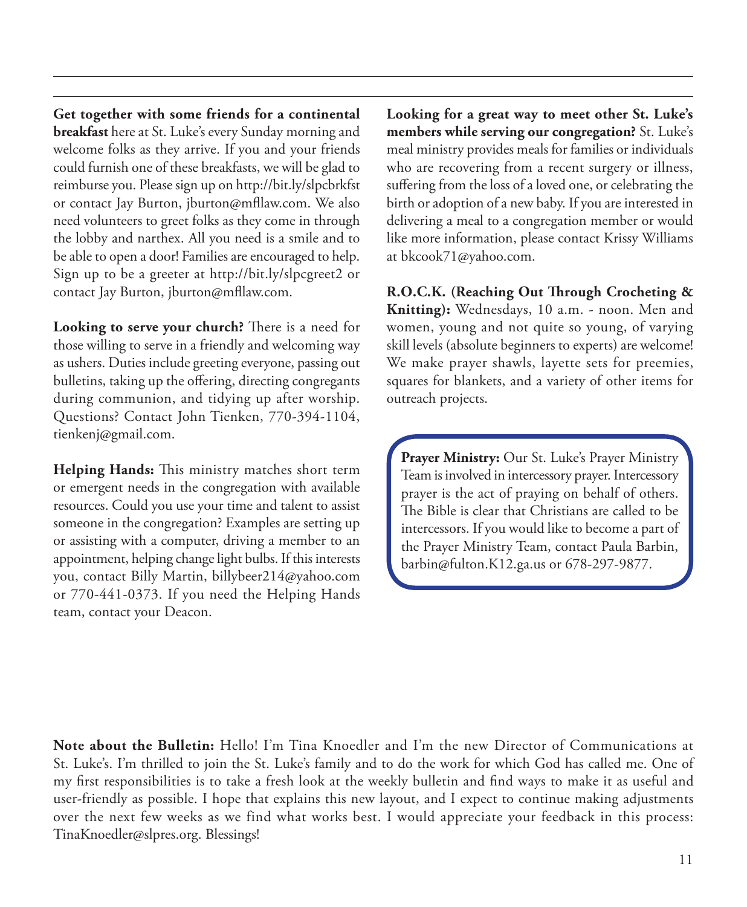**Get together with some friends for a continental breakfast** here at St. Luke's every Sunday morning and welcome folks as they arrive. If you and your friends could furnish one of these breakfasts, we will be glad to reimburse you. Please sign up on http://bit.ly/slpcbrkfst or contact Jay Burton, jburton@mfllaw.com. We also need volunteers to greet folks as they come in through the lobby and narthex. All you need is a smile and to be able to open a door! Families are encouraged to help. Sign up to be a greeter at http://bit.ly/slpcgreet2 or contact Jay Burton, jburton@mfllaw.com.

**Looking to serve your church?** There is a need for those willing to serve in a friendly and welcoming way as ushers. Duties include greeting everyone, passing out bulletins, taking up the offering, directing congregants during communion, and tidying up after worship. Questions? Contact John Tienken, 770-394-1104, tienkenj@gmail.com.

**Helping Hands:** This ministry matches short term or emergent needs in the congregation with available resources. Could you use your time and talent to assist someone in the congregation? Examples are setting up or assisting with a computer, driving a member to an appointment, helping change light bulbs. If this interests you, contact Billy Martin, billybeer214@yahoo.com or 770-441-0373. If you need the Helping Hands team, contact your Deacon.

**Looking for a great way to meet other St. Luke's members while serving our congregation?** St. Luke's meal ministry provides meals for families or individuals who are recovering from a recent surgery or illness, suffering from the loss of a loved one, or celebrating the birth or adoption of a new baby. If you are interested in delivering a meal to a congregation member or would like more information, please contact Krissy Williams at bkcook71@yahoo.com.

**R.O.C.K. (Reaching Out Through Crocheting & Knitting):** Wednesdays, 10 a.m. - noon. Men and women, young and not quite so young, of varying skill levels (absolute beginners to experts) are welcome! We make prayer shawls, layette sets for preemies, squares for blankets, and a variety of other items for outreach projects.

**Prayer Ministry:** Our St. Luke's Prayer Ministry Team is involved in intercessory prayer. Intercessory prayer is the act of praying on behalf of others. The Bible is clear that Christians are called to be intercessors. If you would like to become a part of the Prayer Ministry Team, contact Paula Barbin, barbin@fulton.K12.ga.us or 678-297-9877.

**Note about the Bulletin:** Hello! I'm Tina Knoedler and I'm the new Director of Communications at St. Luke's. I'm thrilled to join the St. Luke's family and to do the work for which God has called me. One of my first responsibilities is to take a fresh look at the weekly bulletin and find ways to make it as useful and user-friendly as possible. I hope that explains this new layout, and I expect to continue making adjustments over the next few weeks as we find what works best. I would appreciate your feedback in this process: TinaKnoedler@slpres.org. Blessings!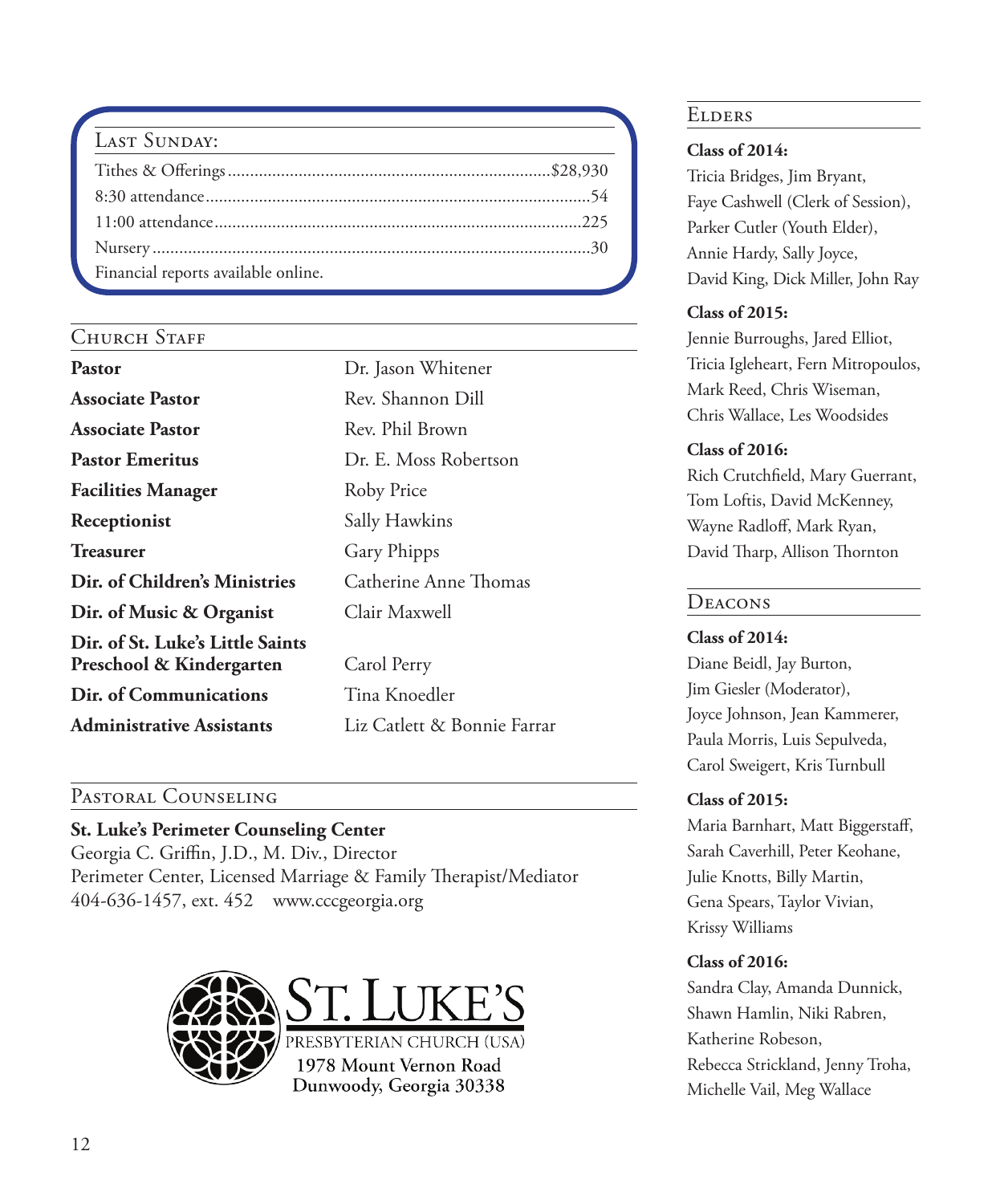## Last Sunday:

| | |
|---|---|
| Tithes & Offerings | $28,930 |
| 8:30 attendance | 54 |
| 11:00 attendance | 225 |
| Nursery | 30 |

Financial reports available online.

## Church Staff

| | |
|---|---|
| **Pastor** | Dr. Jason Whitener |
| **Associate Pastor** | Rev. Shannon Dill |
| **Associate Pastor** | Rev. Phil Brown |
| **Pastor Emeritus** | Dr. E. Moss Robertson |
| **Facilities Manager** | Roby Price |
| **Receptionist** | Sally Hawkins |
| **Treasurer** | Gary Phipps |
| **Dir. of Children's Ministries** | Catherine Anne Thomas |
| **Dir. of Music & Organist** | Clair Maxwell |
| **Dir. of St. Luke's Little Saints Preschool & Kindergarten** | Carol Perry |
| **Dir. of Communications** | Tina Knoedler |
| **Administrative Assistants** | Liz Catlett & Bonnie Farrar |

## Pastoral Counseling

**St. Luke's Perimeter Counseling Center**
Georgia C. Griffin, J.D., M. Div., Director
Perimeter Center, Licensed Marriage & Family Therapist/Mediator
404-636-1457, ext. 452    www.cccgeorgia.org

St. Luke's
Presbyterian Church (USA)
1978 Mount Vernon Road
Dunwoody, Georgia 30338

## Elders

**Class of 2014:**
Tricia Bridges, Jim Bryant, Faye Cashwell (Clerk of Session), Parker Cutler (Youth Elder), Annie Hardy, Sally Joyce, David King, Dick Miller, John Ray

**Class of 2015:**
Jennie Burroughs, Jared Elliot, Tricia Igleheart, Fern Mitropoulos, Mark Reed, Chris Wiseman, Chris Wallace, Les Woodsides

**Class of 2016:**
Rich Crutchfield, Mary Guerrant, Tom Loftis, David McKenney, Wayne Radloff, Mark Ryan, David Tharp, Allison Thornton

## Deacons

**Class of 2014:**
Diane Beidl, Jay Burton, Jim Giesler (Moderator), Joyce Johnson, Jean Kammerer, Paula Morris, Luis Sepulveda, Carol Sweigert, Kris Turnbull

**Class of 2015:**
Maria Barnhart, Matt Biggerstaff, Sarah Caverhill, Peter Keohane, Julie Knotts, Billy Martin, Gena Spears, Taylor Vivian, Krissy Williams

**Class of 2016:**
Sandra Clay, Amanda Dunnick, Shawn Hamlin, Niki Rabren, Katherine Robeson, Rebecca Strickland, Jenny Troha, Michelle Vail, Meg Wallace